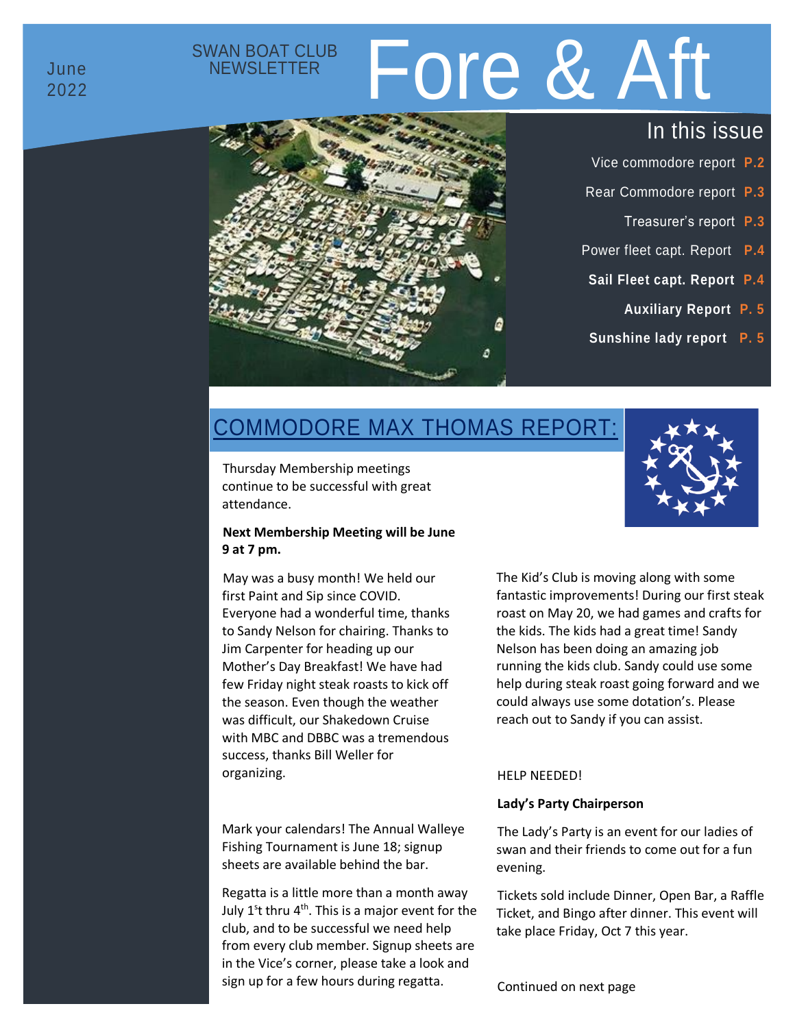June 2022

SWAN BOAT CLUB NEWSLETTER

# Fore & Aft

## In this issue

- Vice commodore report **P.2**
- Rear Commodore report **P.3**
- Treasurer's report **P.3**
- Power fleet capt. Report **P.4**
- **Sail Fleet capt. Report P.4**
- **Auxiliary Report P. 5**
- **Sunshine lady report P. 5**

## COMMODORE MAX THOMAS REPORT:

Thursday Membership meetings continue to be successful with great attendance.

**Next Membership Meeting will be June 9 at 7 pm.**

May was a busy month! We held our first Paint and Sip since COVID. Everyone had a wonderful time, thanks to Sandy Nelson for chairing. Thanks to Jim Carpenter for heading up our Mother's Day Breakfast! We have had few Friday night steak roasts to kick off the season. Even though the weather was difficult, our Shakedown Cruise with MBC and DBBC was a tremendous success, thanks Bill Weller for organizing.

Mark your calendars! The Annual Walleye Fishing Tournament is June 18; signup sheets are available behind the bar.

Regatta is a little more than a month away July 1st thru 4th. This is a major event for the club, and to be successful we need help from every club member. Signup sheets are in the Vice's corner, please take a look and sign up for a few hours during regatta.

The Kid's Club is moving along with some fantastic improvements! During our first steak roast on May 20, we had games and crafts for the kids. The kids had a great time! Sandy Nelson has been doing an amazing job running the kids club. Sandy could use some help during steak roast going forward and we could always use some dotation's. Please reach out to Sandy if you can assist.

HELP NEEDED!

**Lady's Party Chairperson**

The Lady's Party is an event for our ladies of swan and their friends to come out for a fun evening.

Tickets sold include Dinner, Open Bar, a Raffle Ticket, and Bingo after dinner. This event will take place Friday, Oct 7 this year.

Continued on next page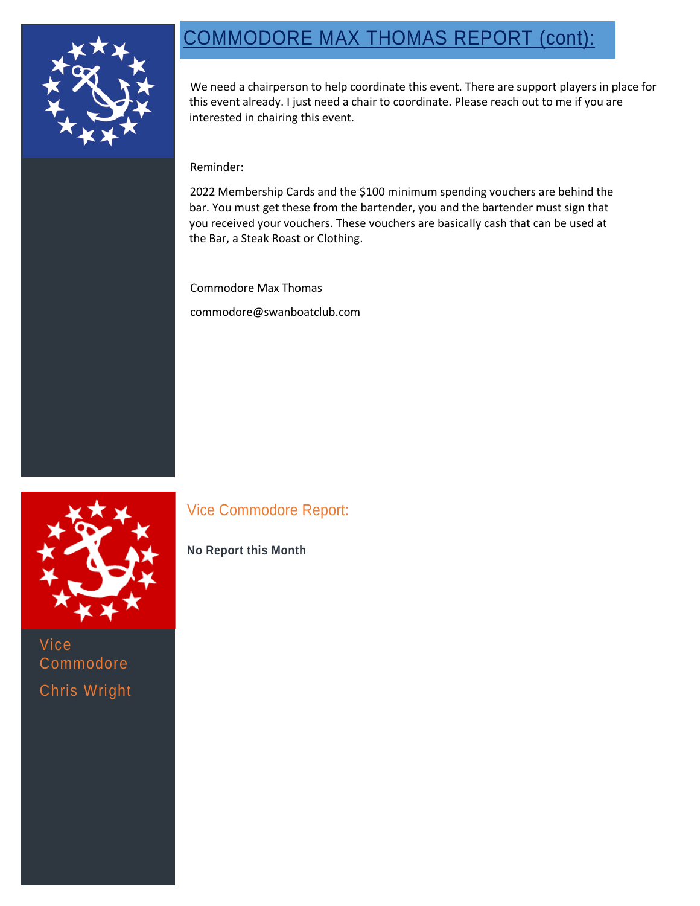## COMMODORE MAX THOMAS REPORT (cont):

We need a chairperson to help coordinate this event. There are support players in place for this event already. I just need a chair to coordinate. Please reach out to me if you are interested in chairing this event.

Reminder:

2022 Membership Cards and the $100 minimum spending vouchers are behind the bar. You must get these from the bartender, you and the bartender must sign that you received your vouchers. These vouchers are basically cash that can be used at the Bar, a Steak Roast or Clothing.

Commodore Max Thomas

commodore@swanboatclub.com

## Vice Commodore Report:

**No Report this Month**

Vice Commodore

Chris Wright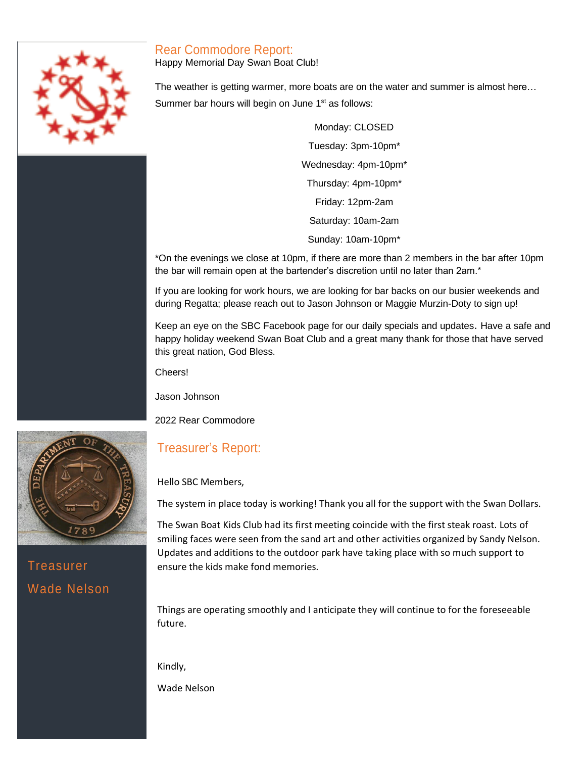## Rear Commodore Report:

Happy Memorial Day Swan Boat Club!

The weather is getting warmer, more boats are on the water and summer is almost here… Summer bar hours will begin on June 1st as follows:

Monday: CLOSED

Tuesday: 3pm-10pm*

Wednesday: 4pm-10pm*

Thursday: 4pm-10pm*

Friday: 12pm-2am

Saturday: 10am-2am

Sunday: 10am-10pm*

*On the evenings we close at 10pm, if there are more than 2 members in the bar after 10pm the bar will remain open at the bartender's discretion until no later than 2am.*

If you are looking for work hours, we are looking for bar backs on our busier weekends and during Regatta; please reach out to Jason Johnson or Maggie Murzin-Doty to sign up!

Keep an eye on the SBC Facebook page for our daily specials and updates. Have a safe and happy holiday weekend Swan Boat Club and a great many thank for those that have served this great nation, God Bless.

Cheers!

Jason Johnson

2022 Rear Commodore

## Treasurer's Report:

Treasurer

Wade Nelson

Hello SBC Members,

The system in place today is working! Thank you all for the support with the Swan Dollars.

The Swan Boat Kids Club had its first meeting coincide with the first steak roast. Lots of smiling faces were seen from the sand art and other activities organized by Sandy Nelson. Updates and additions to the outdoor park have taking place with so much support to ensure the kids make fond memories.

Things are operating smoothly and I anticipate they will continue to for the foreseeable future.

Kindly,

Wade Nelson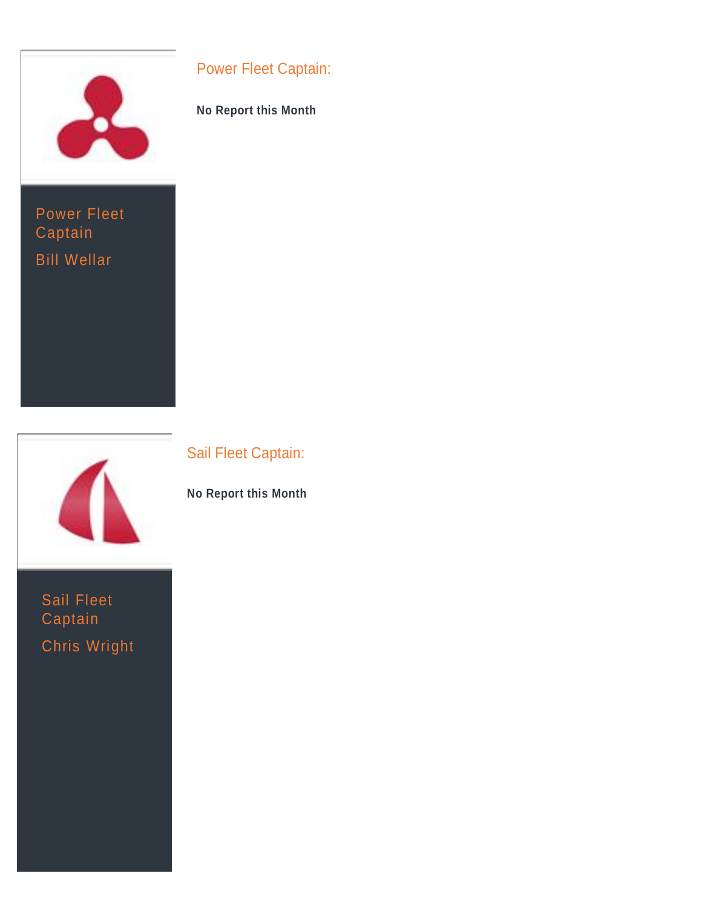Power Fleet Captain

Bill Wellar

## Power Fleet Captain:

**No Report this Month**

Sail Fleet Captain

Chris Wright

## Sail Fleet Captain:

**No Report this Month**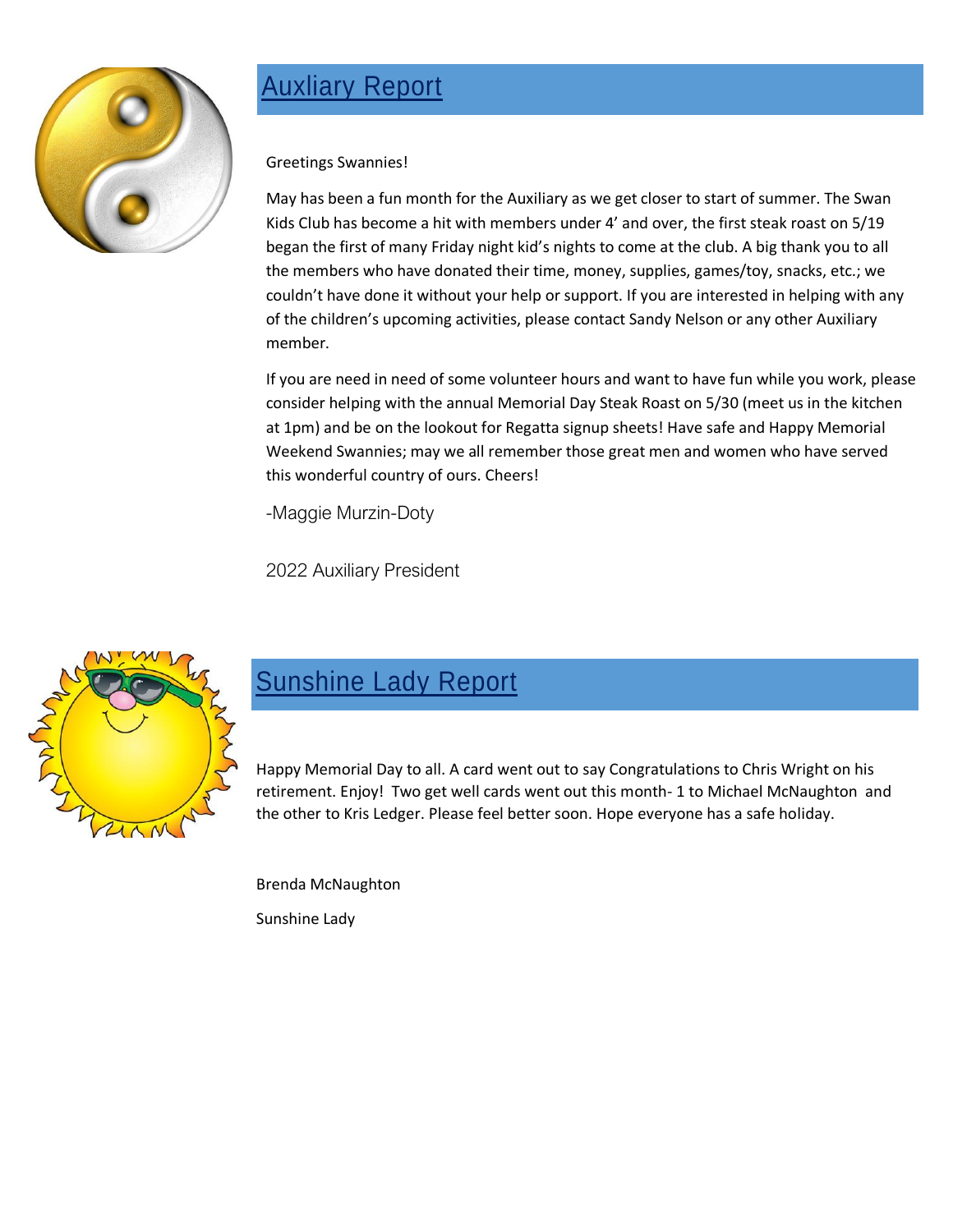## Auxliary Report

Greetings Swannies!

May has been a fun month for the Auxiliary as we get closer to start of summer. The Swan Kids Club has become a hit with members under 4' and over, the first steak roast on 5/19 began the first of many Friday night kid's nights to come at the club. A big thank you to all the members who have donated their time, money, supplies, games/toy, snacks, etc.; we couldn't have done it without your help or support. If you are interested in helping with any of the children's upcoming activities, please contact Sandy Nelson or any other Auxiliary member.

If you are need in need of some volunteer hours and want to have fun while you work, please consider helping with the annual Memorial Day Steak Roast on 5/30 (meet us in the kitchen at 1pm) and be on the lookout for Regatta signup sheets! Have safe and Happy Memorial Weekend Swannies; may we all remember those great men and women who have served this wonderful country of ours. Cheers!

-Maggie Murzin-Doty

2022 Auxiliary President

## Sunshine Lady Report

Happy Memorial Day to all. A card went out to say Congratulations to Chris Wright on his retirement. Enjoy! Two get well cards went out this month- 1 to Michael McNaughton and the other to Kris Ledger. Please feel better soon. Hope everyone has a safe holiday.

Brenda McNaughton

Sunshine Lady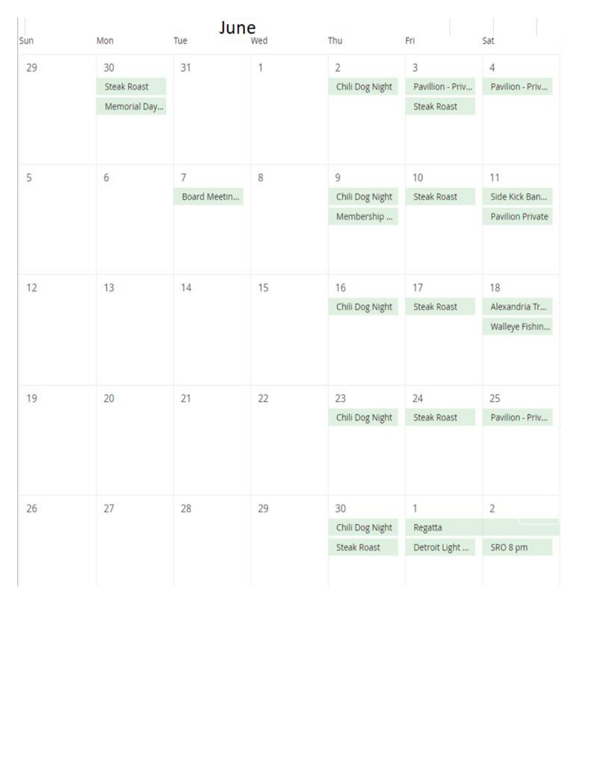# June

| Sun | Mon | Tue | Wed | Thu | Fri | Sat |
|---|---|---|---|---|---|---|
| 29 | 30<br>Steak Roast<br>Memorial Day... | 31 | 1 | 2<br>Chili Dog Night | 3<br>Pavillion - Priv...<br>Steak Roast | 4<br>Pavilion - Priv... |
| 5 | 6 | 7<br>Board Meetin... | 8 | 9<br>Chili Dog Night<br>Membership ... | 10<br>Steak Roast | 11<br>Side Kick Ban...<br>Pavilion Private |
| 12 | 13 | 14 | 15 | 16<br>Chili Dog Night | 17<br>Steak Roast | 18<br>Alexandria Tr...<br>Walleye Fishin... |
| 19 | 20 | 21 | 22 | 23<br>Chili Dog Night | 24<br>Steak Roast | 25<br>Pavilion - Priv... |
| 26 | 27 | 28 | 29 | 30<br>Chili Dog Night<br>Steak Roast | 1<br>Regatta<br>Detroit Light ... | 2<br>SRO 8 pm |